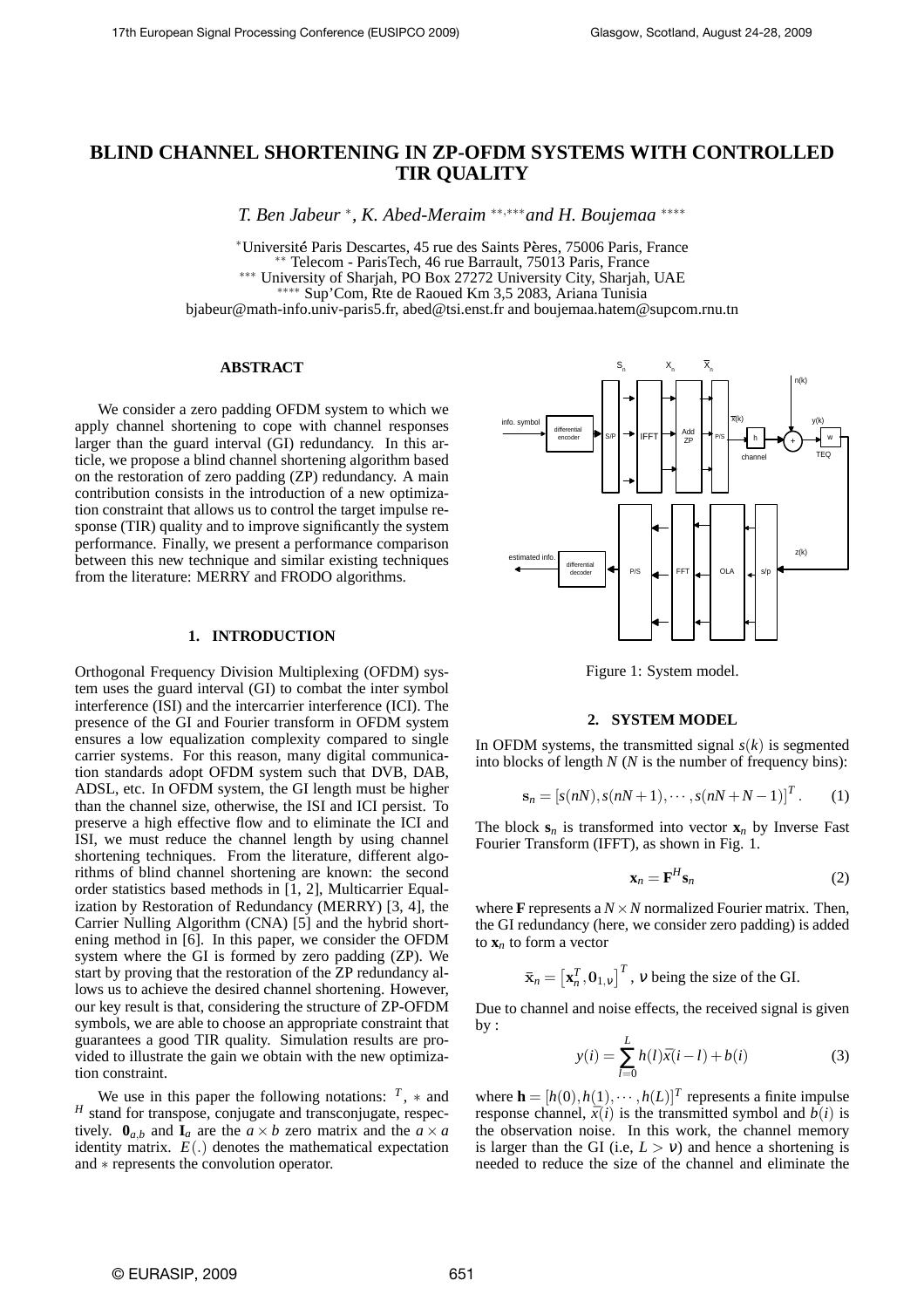# BLIND CHANNEL SHORTENING IN ZP-OFDM SYSTEMS WITH CONTROLLED TIR QUALITY

*T. Ben Jabeur [*], K. Abed-Meraim [**,***] and H. Boujemaa [****]*

[*] Université Paris Descartes, 45 rue des Saints Pères, 75006 Paris, France
[**] Telecom - ParisTech, 46 rue Barrault, 75013 Paris, France
[***] University of Sharjah, PO Box 27272 University City, Sharjah, UAE
[****] Sup'Com, Rte de Raoued Km 3,5 2083, Ariana Tunisia
bjabeur@math-info.univ-paris5.fr, abed@tsi.enst.fr and boujemaa.hatem@supcom.rnu.tn

## ABSTRACT

We consider a zero padding OFDM system to which we apply channel shortening to cope with channel responses larger than the guard interval (GI) redundancy. In this article, we propose a blind channel shortening algorithm based on the restoration of zero padding (ZP) redundancy. A main contribution consists in the introduction of a new optimization constraint that allows us to control the target impulse response (TIR) quality and to improve significantly the system performance. Finally, we present a performance comparison between this new technique and similar existing techniques from the literature: MERRY and FRODO algorithms.

## 1. INTRODUCTION

Orthogonal Frequency Division Multiplexing (OFDM) system uses the guard interval (GI) to combat the inter symbol interference (ISI) and the intercarrier interference (ICI). The presence of the GI and Fourier transform in OFDM system ensures a low equalization complexity compared to single carrier systems. For this reason, many digital communication standards adopt OFDM system such that DVB, DAB, ADSL, etc. In OFDM system, the GI length must be higher than the channel size, otherwise, the ISI and ICI persist. To preserve a high effective flow and to eliminate the ICI and ISI, we must reduce the channel length by using channel shortening techniques. From the literature, different algorithms of blind channel shortening are known: the second order statistics based methods in [1, 2], Multicarrier Equalization by Restoration of Redundancy (MERRY) [3, 4], the Carrier Nulling Algorithm (CNA) [5] and the hybrid shortening method in [6]. In this paper, we consider the OFDM system where the GI is formed by zero padding (ZP). We start by proving that the restoration of the ZP redundancy allows us to achieve the desired channel shortening. However, our key result is that, considering the structure of ZP-OFDM symbols, we are able to choose an appropriate constraint that guarantees a good TIR quality. Simulation results are provided to illustrate the gain we obtain with the new optimization constraint.

We use in this paper the following notations: $^T$, $*$ and $^H$ stand for transpose, conjugate and transconjugate, respectively. $\mathbf{0}_{a,b}$ and $\mathbf{I}_a$ are the $a \times b$ zero matrix and the $a \times a$ identity matrix. $E(.)$ denotes the mathematical expectation and $*$ represents the convolution operator.

info. symbol
differential encoder
S/P
IFFT
Add ZP
P/S
$S_n$ $X_n$ $\bar{X}_n$
$\bar{x}(k)$
h
channel
n(k)
+
y(k)
w
TEQ
z(k)
s/p
OLA
FFT
P/S
differential decoder
estimated info.

Figure 1: System model.

## 2. SYSTEM MODEL

In OFDM systems, the transmitted signal $s(k)$ is segmented into blocks of length $N$ ($N$ is the number of frequency bins):

$$\mathbf{s}_n = [s(nN), s(nN+1), \cdots, s(nN+N-1)]^T. \quad (1)$$

The block $\mathbf{s}_n$ is transformed into vector $\mathbf{x}_n$ by Inverse Fast Fourier Transform (IFFT), as shown in Fig. 1.

$$\mathbf{x}_n = \mathbf{F}^H \mathbf{s}_n \quad (2)$$

where $\mathbf{F}$ represents a $N \times N$ normalized Fourier matrix. Then, the GI redundancy (here, we consider zero padding) is added to $\mathbf{x}_n$ to form a vector

$$\bar{\mathbf{x}}_n = \left[\mathbf{x}_n^T, \mathbf{0}_{1,\nu}\right]^T, \ \nu \text{ being the size of the GI.}$$

Due to channel and noise effects, the received signal is given by :

$$y(i) = \sum_{l=0}^{L} h(l)\bar{x}(i-l) + b(i) \quad (3)$$

where $\mathbf{h} = [h(0), h(1), \cdots, h(L)]^T$ represents a finite impulse response channel, $\bar{x}(i)$ is the transmitted symbol and $b(i)$ is the observation noise. In this work, the channel memory is larger than the GI (i.e, $L > \nu$) and hence a shortening is needed to reduce the size of the channel and eliminate the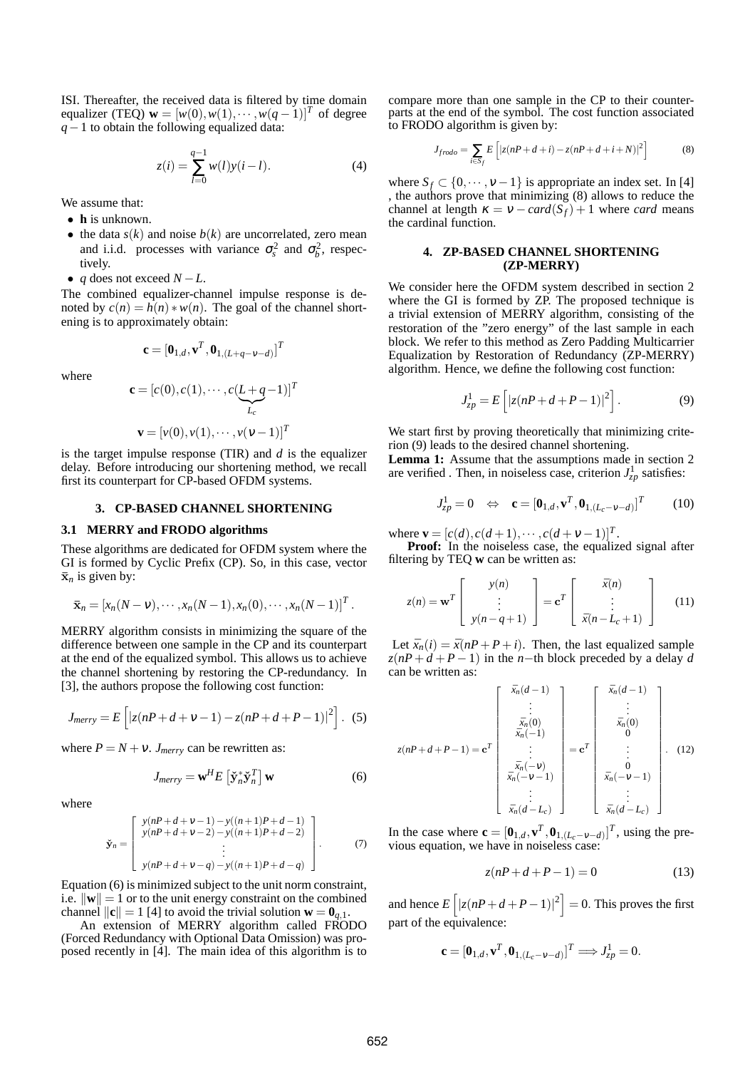ISI. Thereafter, the received data is filtered by time domain equalizer (TEQ) $\mathbf{w} = [w(0), w(1), \cdots, w(q-1)]^T$ of degree $q-1$ to obtain the following equalized data:

$$z(i) = \sum_{l=0}^{q-1} w(l) y(i-l). \tag{4}$$

We assume that:

- $\mathbf{h}$ is unknown.
- the data $s(k)$ and noise $b(k)$ are uncorrelated, zero mean and i.i.d. processes with variance $\sigma_s^2$ and $\sigma_b^2$, respectively.
- $q$ does not exceed $N-L$.

The combined equalizer-channel impulse response is denoted by $c(n) = h(n) * w(n)$. The goal of the channel shortening is to approximately obtain:

$$\mathbf{c} = [\mathbf{0}_{1,d}, \mathbf{v}^T, \mathbf{0}_{1,(L+q-\nu-d)}]^T$$

where

$$\mathbf{c} = [c(0), c(1), \cdots, c(\underbrace{L+q}_{L_c}-1)]^T$$

$$\mathbf{v} = [v(0), v(1), \cdots, v(\nu-1)]^T$$

is the target impulse response (TIR) and $d$ is the equalizer delay. Before introducing our shortening method, we recall first its counterpart for CP-based OFDM systems.

## 3. CP-BASED CHANNEL SHORTENING

### 3.1 MERRY and FRODO algorithms

These algorithms are dedicated for OFDM system where the GI is formed by Cyclic Prefix (CP). So, in this case, vector $\bar{\mathbf{x}}_n$ is given by:

$$\bar{\mathbf{x}}_n = [x_n(N-\nu), \cdots, x_n(N-1), x_n(0), \cdots, x_n(N-1)]^T.$$

MERRY algorithm consists in minimizing the square of the difference between one sample in the CP and its counterpart at the end of the equalized symbol. This allows us to achieve the channel shortening by restoring the CP-redundancy. In [3], the authors propose the following cost function:

$$J_{merry} = E\left[|z(nP+d+\nu-1) - z(nP+d+P-1)|^2\right]. \tag{5}$$

where $P = N+\nu$. $J_{merry}$ can be rewritten as:

$$J_{merry} = \mathbf{w}^H E\left[\check{\mathbf{y}}_n^* \check{\mathbf{y}}_n^T\right] \mathbf{w} \tag{6}$$

where

$$\check{\mathbf{y}}_n = \begin{bmatrix} y(nP+d+\nu-1) - y((n+1)P+d-1) \\ y(nP+d+\nu-2) - y((n+1)P+d-2) \\ \vdots \\ y(nP+d+\nu-q) - y((n+1)P+d-q) \end{bmatrix}. \tag{7}$$

Equation (6) is minimized subject to the unit norm constraint, i.e. $\|\mathbf{w}\| = 1$ or to the unit energy constraint on the combined channel $\|\mathbf{c}\| = 1$ [4] to avoid the trivial solution $\mathbf{w} = \mathbf{0}_{q,1}$.

An extension of MERRY algorithm called FRODO (Forced Redundancy with Optional Data Omission) was proposed recently in [4]. The main idea of this algorithm is to compare more than one sample in the CP to their counterparts at the end of the symbol. The cost function associated to FRODO algorithm is given by:

$$J_{frodo} = \sum_{i \in S_f} E\left[|z(nP+d+i) - z(nP+d+i+N)|^2\right] \tag{8}$$

where $S_f \subset \{0, \cdots, \nu-1\}$ is appropriate an index set. In [4] , the authors prove that minimizing (8) allows to reduce the channel at length $\kappa = \nu - card(S_f) + 1$ where *card* means the cardinal function.

## 4. ZP-BASED CHANNEL SHORTENING (ZP-MERRY)

We consider here the OFDM system described in section 2 where the GI is formed by ZP. The proposed technique is a trivial extension of MERRY algorithm, consisting of the restoration of the "zero energy" of the last sample in each block. We refer to this method as Zero Padding Multicarrier Equalization by Restoration of Redundancy (ZP-MERRY) algorithm. Hence, we define the following cost function:

$$J_{zp}^1 = E\left[|z(nP+d+P-1)|^2\right]. \tag{9}$$

We start first by proving theoretically that minimizing criterion (9) leads to the desired channel shortening.

**Lemma 1:** Assume that the assumptions made in section 2 are verified . Then, in noiseless case, criterion $J_{zp}^1$ satisfies:

$$J_{zp}^1 = 0 \quad \Leftrightarrow \quad \mathbf{c} = [\mathbf{0}_{1,d}, \mathbf{v}^T, \mathbf{0}_{1,(L_c-\nu-d)}]^T \tag{10}$$

where $\mathbf{v} = [c(d), c(d+1), \cdots, c(d+\nu-1)]^T$.

**Proof:** In the noiseless case, the equalized signal after filtering by TEQ $\mathbf{w}$ can be written as:

$$z(n) = \mathbf{w}^T \begin{bmatrix} y(n) \\ \vdots \\ y(n-q+1) \end{bmatrix} = \mathbf{c}^T \begin{bmatrix} \bar{x}(n) \\ \vdots \\ \bar{x}(n-L_c+1) \end{bmatrix} \tag{11}$$

Let $\bar{x}_n(i) = \bar{x}(nP+P+i)$. Then, the last equalized sample $z(nP+d+P-1)$ in the $n-$th block preceded by a delay $d$ can be written as:

$$z(nP+d+P-1) = \mathbf{c}^T \begin{bmatrix} \bar{x}_n(d-1) \\ \vdots \\ \bar{x}_n(0) \\ \bar{x}_n(-1) \\ \vdots \\ \bar{x}_n(-\nu) \\ \bar{x}_n(-\nu-1) \\ \vdots \\ \bar{x}_n(d-L_c) \end{bmatrix} = \mathbf{c}^T \begin{bmatrix} \bar{x}_n(d-1) \\ \vdots \\ \bar{x}_n(0) \\ 0 \\ \vdots \\ 0 \\ \bar{x}_n(-\nu-1) \\ \vdots \\ \bar{x}_n(d-L_c) \end{bmatrix}. \tag{12}$$

In the case where $\mathbf{c} = [\mathbf{0}_{1,d}, \mathbf{v}^T, \mathbf{0}_{1,(L_c-\nu-d)}]^T$, using the previous equation, we have in noiseless case:

$$z(nP+d+P-1) = 0 \tag{13}$$

and hence $E\left[|z(nP+d+P-1)|^2\right] = 0$. This proves the first part of the equivalence:

$$\mathbf{c} = [\mathbf{0}_{1,d}, \mathbf{v}^T, \mathbf{0}_{1,(L_c-\nu-d)}]^T \Longrightarrow J_{zp}^1 = 0.$$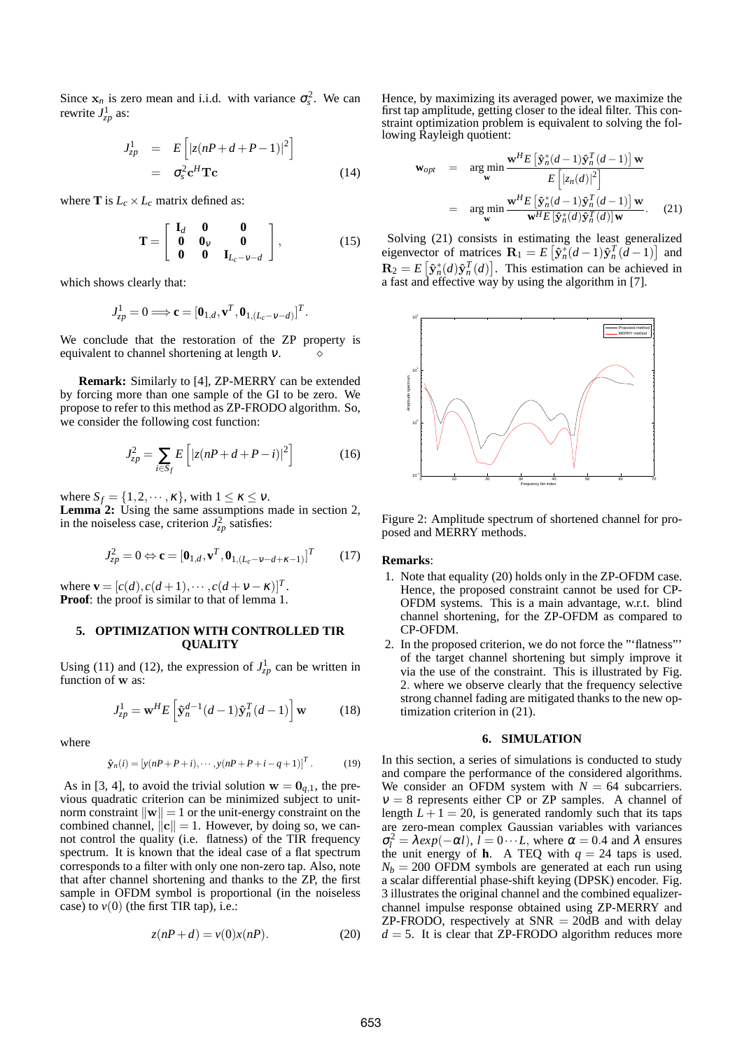Since $\mathbf{x}_n$ is zero mean and i.i.d. with variance $\sigma_s^2$. We can rewrite $J_{zp}^1$ as:

$$J_{zp}^1 = E\left[|z(nP+d+P-1)|^2\right] = \sigma_s^2 \mathbf{c}^H \mathbf{T} \mathbf{c} \qquad (14)$$

where $\mathbf{T}$ is $L_c \times L_c$ matrix defined as:

$$\mathbf{T} = \begin{bmatrix} \mathbf{I}_d & \mathbf{0} & \mathbf{0} \\ \mathbf{0} & \mathbf{0}_\nu & \mathbf{0} \\ \mathbf{0} & \mathbf{0} & \mathbf{I}_{L_c-\nu-d} \end{bmatrix}, \qquad (15)$$

which shows clearly that:

$$J_{zp}^1 = 0 \Longrightarrow \mathbf{c} = [\mathbf{0}_{1,d}, \mathbf{v}^T, \mathbf{0}_{1,(L_c-\nu-d)}]^T.$$

We conclude that the restoration of the ZP property is equivalent to channel shortening at length $\nu$. $\diamond$

**Remark:** Similarly to [4], ZP-MERRY can be extended by forcing more than one sample of the GI to be zero. We propose to refer to this method as ZP-FRODO algorithm. So, we consider the following cost function:

$$J_{zp}^2 = \sum_{i \in S_f} E\left[|z(nP+d+P-i)|^2\right] \qquad (16)$$

where $S_f = \{1, 2, \cdots, \kappa\}$, with $1 \leq \kappa \leq \nu$.
**Lemma 2:** Using the same assumptions made in section 2, in the noiseless case, criterion $J_{zp}^2$ satisfies:

$$J_{zp}^2 = 0 \Leftrightarrow \mathbf{c} = [\mathbf{0}_{1,d}, \mathbf{v}^T, \mathbf{0}_{1,(L_c-\nu-d+\kappa-1)}]^T \qquad (17)$$

where $\mathbf{v} = [c(d), c(d+1), \cdots, c(d+\nu-\kappa)]^T$.
**Proof**: the proof is similar to that of lemma 1.

## 5. OPTIMIZATION WITH CONTROLLED TIR QUALITY

Using (11) and (12), the expression of $J_{zp}^1$ can be written in function of $\mathbf{w}$ as:

$$J_{zp}^1 = \mathbf{w}^H E\left[\hat{\mathbf{y}}_n^{d-1}(d-1)\hat{\mathbf{y}}_n^T(d-1)\right]\mathbf{w} \qquad (18)$$

where

$$\hat{\mathbf{y}}_n(i) = [y(nP+P+i), \cdots, y(nP+P+i-q+1)]^T. \qquad (19)$$

As in [3, 4], to avoid the trivial solution $\mathbf{w} = \mathbf{0}_{q,1}$, the previous quadratic criterion can be minimized subject to unit-norm constraint $\|\mathbf{w}\| = 1$ or the unit-energy constraint on the combined channel, $\|\mathbf{c}\| = 1$. However, by doing so, we cannot control the quality (i.e. flatness) of the TIR frequency spectrum. It is known that the ideal case of a flat spectrum corresponds to a filter with only one non-zero tap. Also, note that after channel shortening and thanks to the ZP, the first sample in OFDM symbol is proportional (in the noiseless case) to $v(0)$ (the first TIR tap), i.e.:

$$z(nP+d) = v(0)x(nP). \qquad (20)$$

Hence, by maximizing its averaged power, we maximize the first tap amplitude, getting closer to the ideal filter. This constraint optimization problem is equivalent to solving the following Rayleigh quotient:

$$\mathbf{w}_{opt} = \arg\min_{\mathbf{w}} \frac{\mathbf{w}^H E\left[\hat{\mathbf{y}}_n^*(d-1)\hat{\mathbf{y}}_n^T(d-1)\right]\mathbf{w}}{E\left[|z_n(d)|^2\right]} = \arg\min_{\mathbf{w}} \frac{\mathbf{w}^H E\left[\hat{\mathbf{y}}_n^*(d-1)\hat{\mathbf{y}}_n^T(d-1)\right]\mathbf{w}}{\mathbf{w}^H E\left[\hat{\mathbf{y}}_n^*(d)\hat{\mathbf{y}}_n^T(d)\right]\mathbf{w}}. \qquad (21)$$

Solving (21) consists in estimating the least generalized eigenvector of matrices $\mathbf{R}_1 = E\left[\hat{\mathbf{y}}_n^*(d-1)\hat{\mathbf{y}}_n^T(d-1)\right]$ and $\mathbf{R}_2 = E\left[\hat{\mathbf{y}}_n^*(d)\hat{\mathbf{y}}_n^T(d)\right]$. This estimation can be achieved in a fast and effective way by using the algorithm in [7].

Proposed method
MERRY method
Amplitude spectrum
Frequency bin index
$10^{-1}$
$10^{0}$
$10^{1}$
$10^{2}$
0 10 20 30 40 50 60 70

Figure 2: Amplitude spectrum of shortened channel for proposed and MERRY methods.

**Remarks**:

1. Note that equality (20) holds only in the ZP-OFDM case. Hence, the proposed constraint cannot be used for CP-OFDM systems. This is a main advantage, w.r.t. blind channel shortening, for the ZP-OFDM as compared to CP-OFDM.
2. In the proposed criterion, we do not force the "'flatness"' of the target channel shortening but simply improve it via the use of the constraint. This is illustrated by Fig. 2. where we observe clearly that the frequency selective strong channel fading are mitigated thanks to the new optimization criterion in (21).

## 6. SIMULATION

In this section, a series of simulations is conducted to study and compare the performance of the considered algorithms. We consider an OFDM system with $N = 64$ subcarriers. $\nu = 8$ represents either CP or ZP samples. A channel of length $L+1 = 20$, is generated randomly such that its taps are zero-mean complex Gaussian variables with variances $\sigma_l^2 = \lambda exp(-\alpha l)$, $l = 0 \cdots L$, where $\alpha = 0.4$ and $\lambda$ ensures the unit energy of $\mathbf{h}$. A TEQ with $q = 24$ taps is used. $N_b = 200$ OFDM symbols are generated at each run using a scalar differential phase-shift keying (DPSK) encoder. Fig. 3 illustrates the original channel and the combined equalizer-channel impulse response obtained using ZP-MERRY and ZP-FRODO, respectively at SNR $= 20$dB and with delay $d = 5$. It is clear that ZP-FRODO algorithm reduces more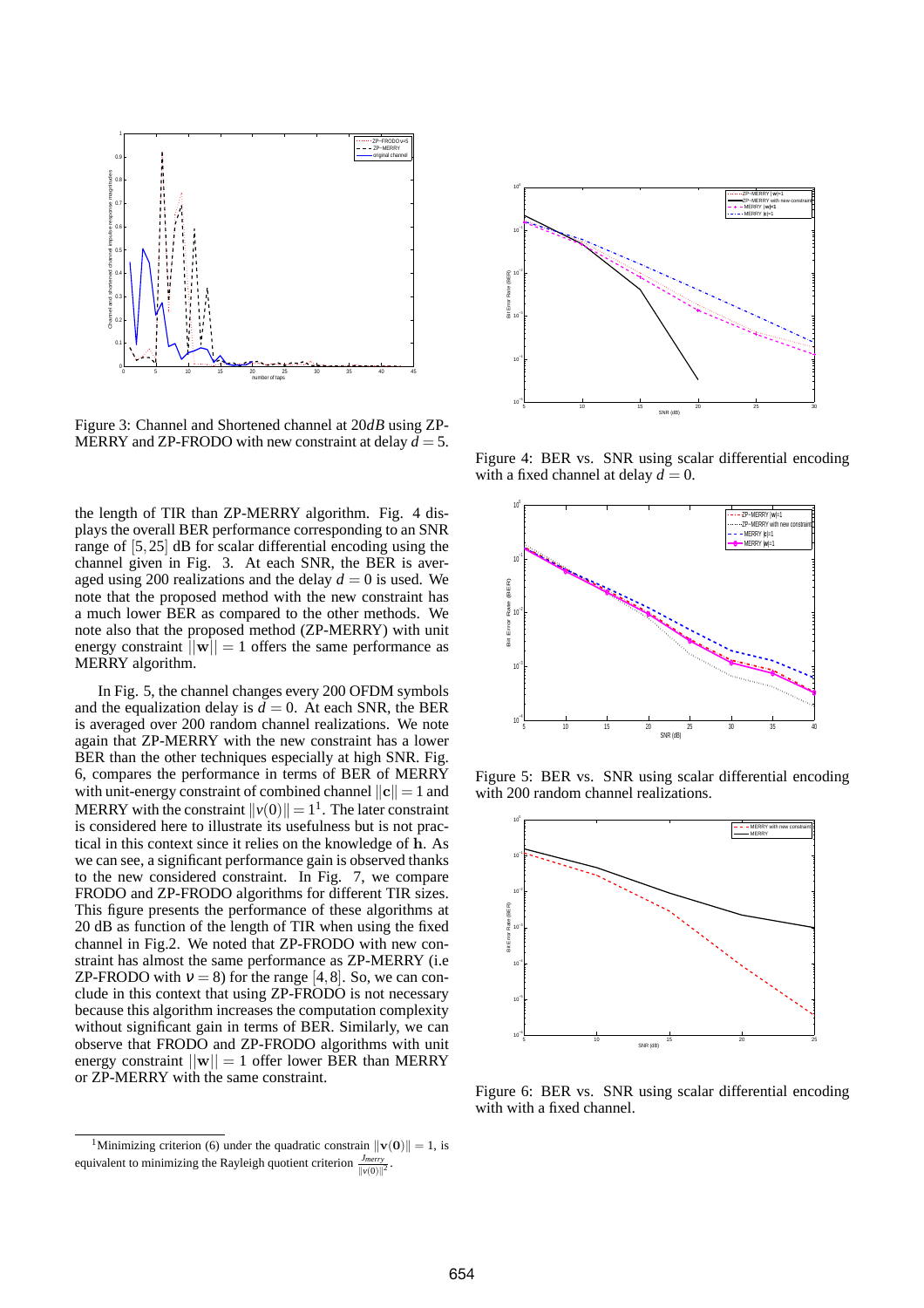ZP-FRODO ν=5
ZP-MERRY
original channel

Channel and shortened channel impulse response magnitudes

number of taps

Figure 3: Channel and Shortened channel at 20$dB$ using ZP-MERRY and ZP-FRODO with new constraint at delay $d = 5$.

ZP-MERRY ||w||=1
ZP-MERRY with new constraint
MERRY ||w||=1
MERRY ||c||=1

Bit Error Rate (BER)

SNR (dB)

Figure 4: BER vs. SNR using scalar differential encoding with a fixed channel at delay $d = 0$.

the length of TIR than ZP-MERRY algorithm. Fig. 4 displays the overall BER performance corresponding to an SNR range of $[5, 25]$ dB for scalar differential encoding using the channel given in Fig. 3. At each SNR, the BER is averaged using 200 realizations and the delay $d = 0$ is used. We note that the proposed method with the new constraint has a much lower BER as compared to the other methods. We note also that the proposed method (ZP-MERRY) with unit energy constraint $||\mathbf{w}|| = 1$ offers the same performance as MERRY algorithm.

In Fig. 5, the channel changes every 200 OFDM symbols and the equalization delay is $d = 0$. At each SNR, the BER is averaged over 200 random channel realizations. We note again that ZP-MERRY with the new constraint has a lower BER than the other techniques especially at high SNR. Fig. 6, compares the performance in terms of BER of MERRY with unit-energy constraint of combined channel $\|\mathbf{c}\| = 1$ and MERRY with the constraint $\|v(0)\| = 1$[1]. The later constraint is considered here to illustrate its usefulness but is not practical in this context since it relies on the knowledge of $\mathbf{h}$. As we can see, a significant performance gain is observed thanks to the new considered constraint. In Fig. 7, we compare FRODO and ZP-FRODO algorithms for different TIR sizes. This figure presents the performance of these algorithms at 20 dB as function of the length of TIR when using the fixed channel in Fig.2. We noted that ZP-FRODO with new constraint has almost the same performance as ZP-MERRY (i.e ZP-FRODO with $\nu = 8$) for the range $[4, 8]$. So, we can conclude in this context that using ZP-FRODO is not necessary because this algorithm increases the computation complexity without significant gain in terms of BER. Similarly, we can observe that FRODO and ZP-FRODO algorithms with unit energy constraint $||\mathbf{w}|| = 1$ offer lower BER than MERRY or ZP-MERRY with the same constraint.

[1]Minimizing criterion (6) under the quadratic constrain $\|\mathbf{v}(\mathbf{0})\| = 1$, is equivalent to minimizing the Rayleigh quotient criterion $\frac{J_{merry}}{\|v(0)\|^2}$.

ZP-MERRY ||w||=1
ZP-MERRY with new constraint
MERRY ||c||=1
MERRY ||w||=1

Bit Error Rate (BER)

SNR (dB)

Figure 5: BER vs. SNR using scalar differential encoding with 200 random channel realizations.

MERRY with new constraint
MERRY

Bit Error Rate (BER)

SNR (dB)

Figure 6: BER vs. SNR using scalar differential encoding with with a fixed channel.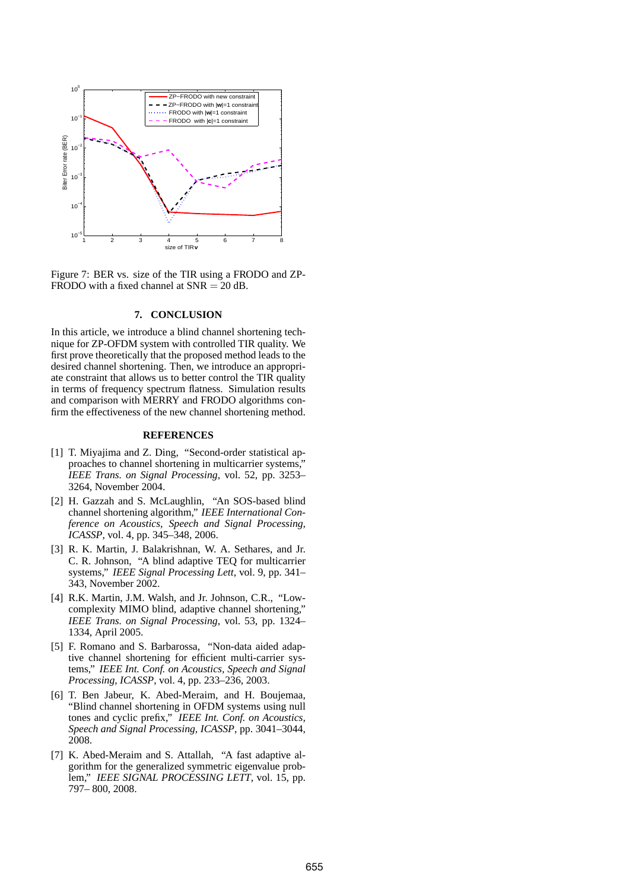$10^0$

$10^{-1}$

$10^{-2}$

$10^{-3}$

$10^{-4}$

$10^{-5}$

Biter Error rate (BER)

1 2 3 4 5 6 7 8

size of TIR $\mathbf{v}$

ZP−FRODO with new constraint

ZP−FRODO with $|\mathbf{w}|$=1 constraint

FRODO with $|\mathbf{w}|$=1 constraint

FRODO with $|\mathbf{c}|$=1 constraint

Figure 7: BER vs. size of the TIR using a FRODO and ZP-FRODO with a fixed channel at SNR = 20 dB.

## 7. CONCLUSION

In this article, we introduce a blind channel shortening technique for ZP-OFDM system with controlled TIR quality. We first prove theoretically that the proposed method leads to the desired channel shortening. Then, we introduce an appropriate constraint that allows us to better control the TIR quality in terms of frequency spectrum flatness. Simulation results and comparison with MERRY and FRODO algorithms confirm the effectiveness of the new channel shortening method.

## REFERENCES

[1] T. Miyajima and Z. Ding, "Second-order statistical approaches to channel shortening in multicarrier systems," *IEEE Trans. on Signal Processing*, vol. 52, pp. 3253–3264, November 2004.

[2] H. Gazzah and S. McLaughlin, "An SOS-based blind channel shortening algorithm," *IEEE International Conference on Acoustics, Speech and Signal Processing, ICASSP*, vol. 4, pp. 345–348, 2006.

[3] R. K. Martin, J. Balakrishnan, W. A. Sethares, and Jr. C. R. Johnson, "A blind adaptive TEQ for multicarrier systems," *IEEE Signal Processing Lett*, vol. 9, pp. 341–343, November 2002.

[4] R.K. Martin, J.M. Walsh, and Jr. Johnson, C.R., "Low-complexity MIMO blind, adaptive channel shortening," *IEEE Trans. on Signal Processing*, vol. 53, pp. 1324–1334, April 2005.

[5] F. Romano and S. Barbarossa, "Non-data aided adaptive channel shortening for efficient multi-carrier systems," *IEEE Int. Conf. on Acoustics, Speech and Signal Processing, ICASSP*, vol. 4, pp. 233–236, 2003.

[6] T. Ben Jabeur, K. Abed-Meraim, and H. Boujemaa, "Blind channel shortening in OFDM systems using null tones and cyclic prefix," *IEEE Int. Conf. on Acoustics, Speech and Signal Processing, ICASSP*, pp. 3041–3044, 2008.

[7] K. Abed-Meraim and S. Attallah, "A fast adaptive algorithm for the generalized symmetric eigenvalue problem," *IEEE SIGNAL PROCESSING LETT*, vol. 15, pp. 797– 800, 2008.